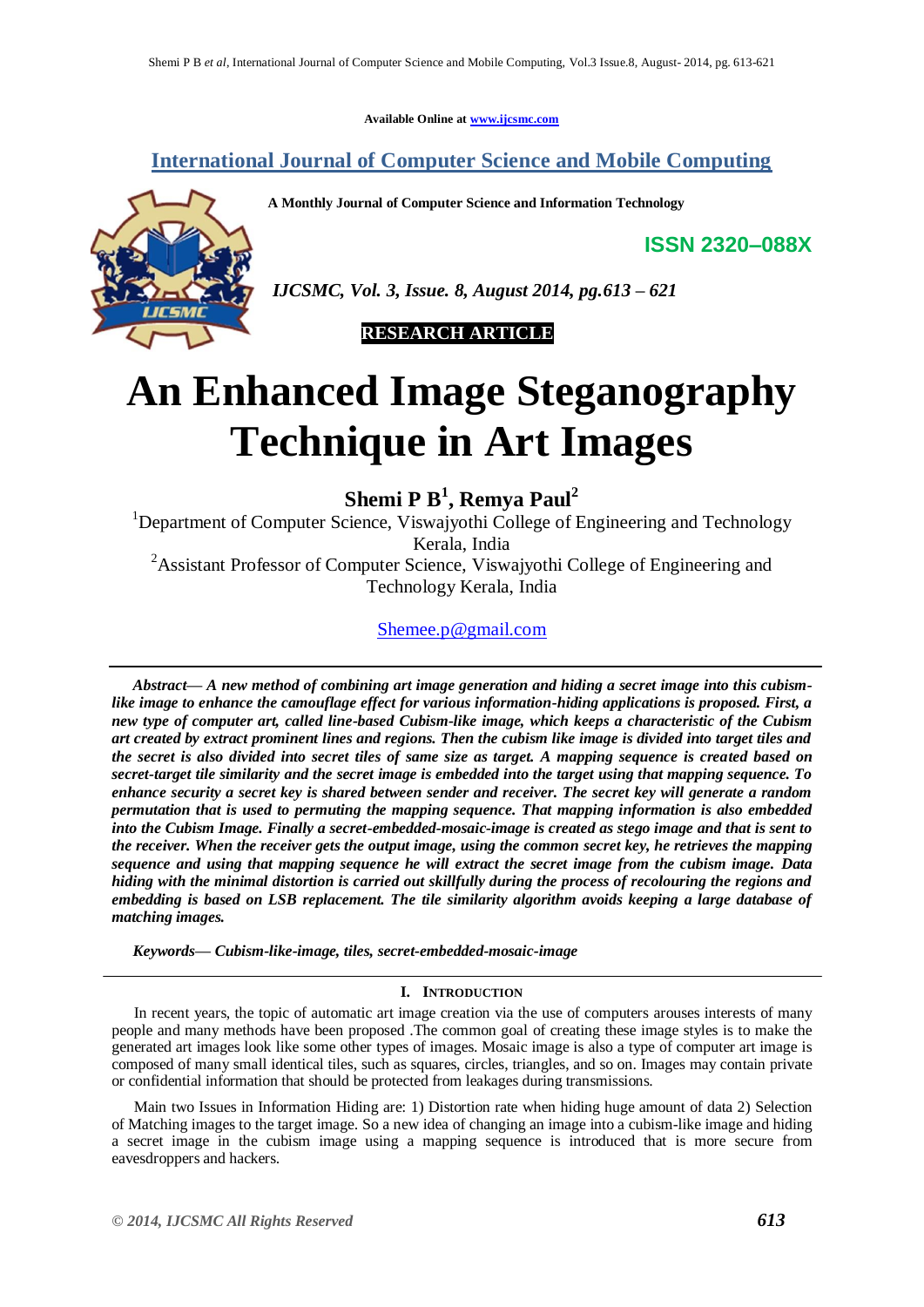Available Online at www.ijcsmc.com

**International Journal of Computer Science and Mobile Computing**

**A Monthly Journal of Computer Science and Information Technology**

**ISSN 2320–088X**

*IJCSMC, Vol. 3, Issue. 8, August 2014, pg.613 – 621*

**RESEARCH ARTICLE**

# An Enhanced Image Steganography Technique in Art Images

**Shemi P B[1], Remya Paul[2]**

[1]Department of Computer Science, Viswajyothi College of Engineering and Technology Kerala, India

[2]Assistant Professor of Computer Science, Viswajyothi College of Engineering and Technology Kerala, India

Shemee.p@gmail.com

***Abstract***— ***A new method of combining art image generation and hiding a secret image into this cubism-like image to enhance the camouflage effect for various information-hiding applications is proposed. First, a new type of computer art, called line-based Cubism-like image, which keeps a characteristic of the Cubism art created by extract prominent lines and regions. Then the cubism like image is divided into target tiles and the secret is also divided into secret tiles of same size as target. A mapping sequence is created based on secret-target tile similarity and the secret image is embedded into the target using that mapping sequence. To enhance security a secret key is shared between sender and receiver. The secret key will generate a random permutation that is used to permuting the mapping sequence. That mapping information is also embedded into the Cubism Image. Finally a secret-embedded-mosaic-image is created as stego image and that is sent to the receiver. When the receiver gets the output image, using the common secret key, he retrieves the mapping sequence and using that mapping sequence he will extract the secret image from the cubism image. Data hiding with the minimal distortion is carried out skillfully during the process of recolouring the regions and embedding is based on LSB replacement. The tile similarity algorithm avoids keeping a large database of matching images.***

***Keywords***— ***Cubism-like-image, tiles, secret-embedded-mosaic-image***

## I. Introduction

In recent years, the topic of automatic art image creation via the use of computers arouses interests of many people and many methods have been proposed .The common goal of creating these image styles is to make the generated art images look like some other types of images. Mosaic image is also a type of computer art image is composed of many small identical tiles, such as squares, circles, triangles, and so on. Images may contain private or confidential information that should be protected from leakages during transmissions.

Main two Issues in Information Hiding are: 1) Distortion rate when hiding huge amount of data 2) Selection of Matching images to the target image. So a new idea of changing an image into a cubism-like image and hiding a secret image in the cubism image using a mapping sequence is introduced that is more secure from eavesdroppers and hackers.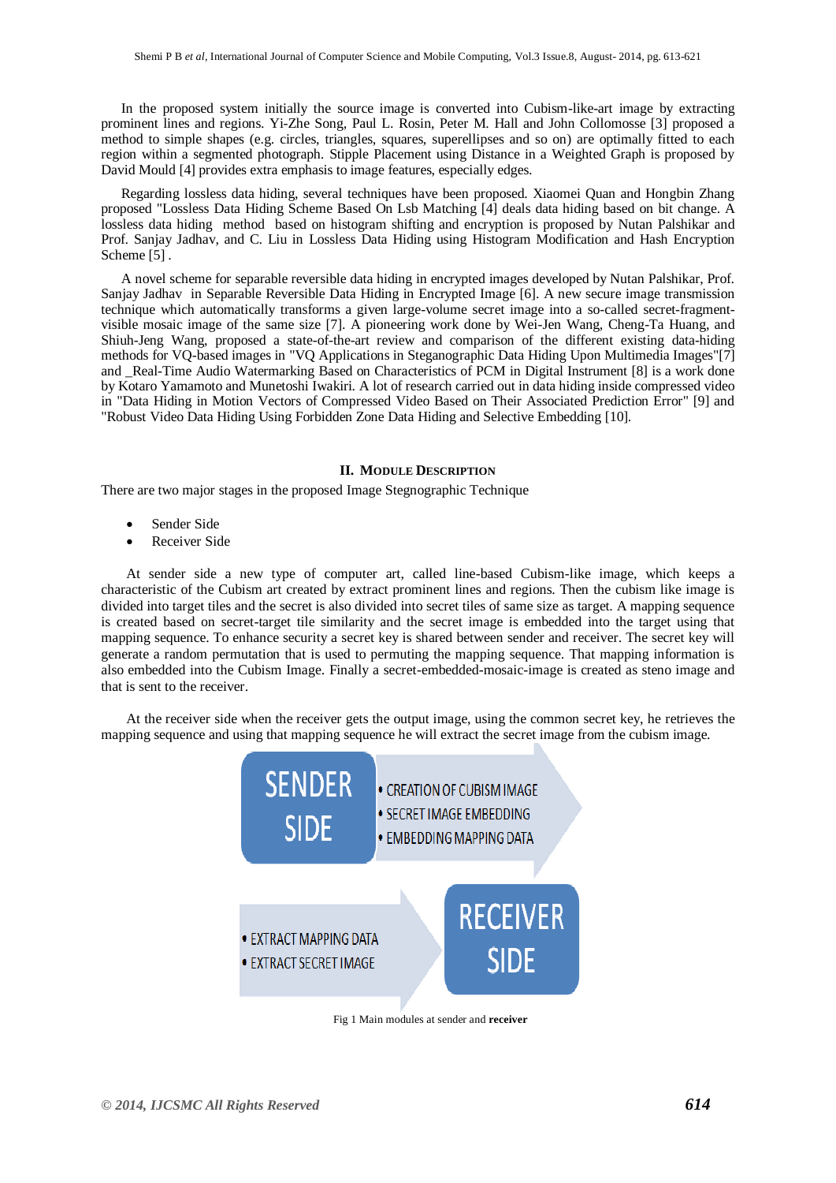In the proposed system initially the source image is converted into Cubism-like-art image by extracting prominent lines and regions. Yi-Zhe Song, Paul L. Rosin, Peter M. Hall and John Collomosse [3] proposed a method to simple shapes (e.g. circles, triangles, squares, superellipses and so on) are optimally fitted to each region within a segmented photograph. Stipple Placement using Distance in a Weighted Graph is proposed by David Mould [4] provides extra emphasis to image features, especially edges.

Regarding lossless data hiding, several techniques have been proposed. Xiaomei Quan and Hongbin Zhang proposed "Lossless Data Hiding Scheme Based On Lsb Matching [4] deals data hiding based on bit change. A lossless data hiding method based on histogram shifting and encryption is proposed by Nutan Palshikar and Prof. Sanjay Jadhav, and C. Liu in Lossless Data Hiding using Histogram Modification and Hash Encryption Scheme [5] .

A novel scheme for separable reversible data hiding in encrypted images developed by Nutan Palshikar, Prof. Sanjay Jadhav in Separable Reversible Data Hiding in Encrypted Image [6]. A new secure image transmission technique which automatically transforms a given large-volume secret image into a so-called secret-fragment-visible mosaic image of the same size [7]. A pioneering work done by Wei-Jen Wang, Cheng-Ta Huang, and Shiuh-Jeng Wang, proposed a state-of-the-art review and comparison of the different existing data-hiding methods for VQ-based images in "VQ Applications in Steganographic Data Hiding Upon Multimedia Images"[7] and _Real-Time Audio Watermarking Based on Characteristics of PCM in Digital Instrument [8] is a work done by Kotaro Yamamoto and Munetoshi Iwakiri. A lot of research carried out in data hiding inside compressed video in "Data Hiding in Motion Vectors of Compressed Video Based on Their Associated Prediction Error" [9] and "Robust Video Data Hiding Using Forbidden Zone Data Hiding and Selective Embedding [10].

## II. Module Description

There are two major stages in the proposed Image Stegnographic Technique

- Sender Side
- Receiver Side

At sender side a new type of computer art, called line-based Cubism-like image, which keeps a characteristic of the Cubism art created by extract prominent lines and regions. Then the cubism like image is divided into target tiles and the secret is also divided into secret tiles of same size as target. A mapping sequence is created based on secret-target tile similarity and the secret image is embedded into the target using that mapping sequence. To enhance security a secret key is shared between sender and receiver. The secret key will generate a random permutation that is used to permuting the mapping sequence. That mapping information is also embedded into the Cubism Image. Finally a secret-embedded-mosaic-image is created as steno image and that is sent to the receiver.

At the receiver side when the receiver gets the output image, using the common secret key, he retrieves the mapping sequence and using that mapping sequence he will extract the secret image from the cubism image.

SENDER SIDE
- CREATION OF CUBISM IMAGE
- SECRET IMAGE EMBEDDING
- EMBEDDING MAPPING DATA

- EXTRACT MAPPING DATA
- EXTRACT SECRET IMAGE

RECEIVER SIDE

Fig 1 Main modules at sender and **receiver**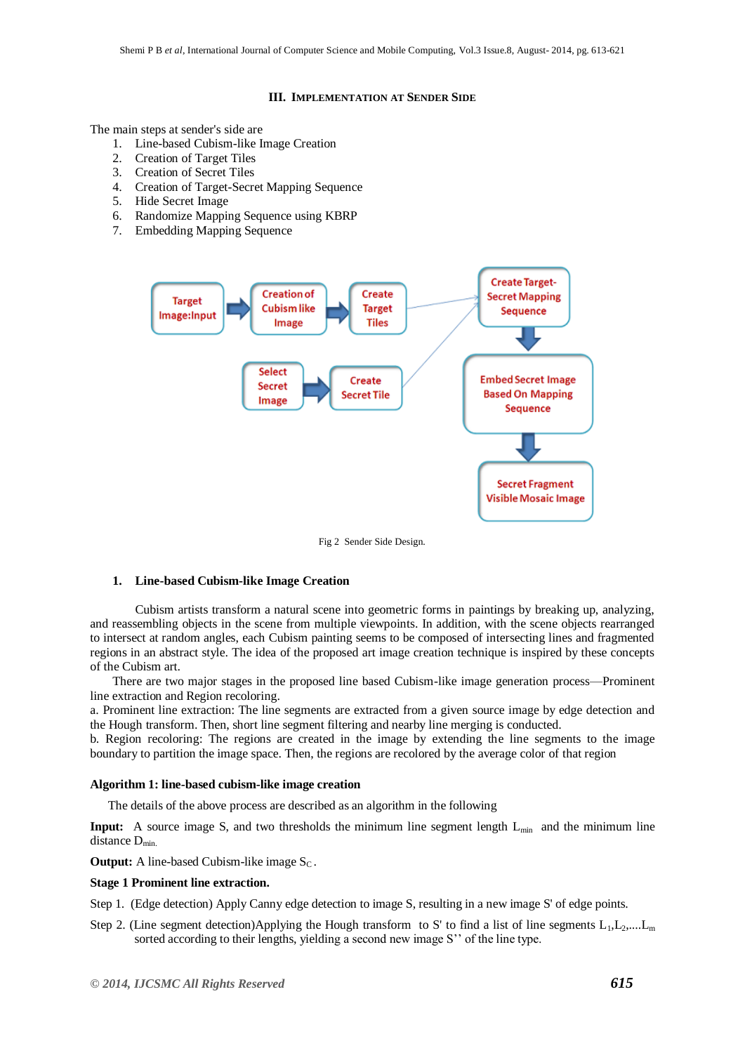### III. Implementation at Sender Side

The main steps at sender's side are

1. Line-based Cubism-like Image Creation
2. Creation of Target Tiles
3. Creation of Secret Tiles
4. Creation of Target-Secret Mapping Sequence
5. Hide Secret Image
6. Randomize Mapping Sequence using KBRP
7. Embedding Mapping Sequence

Target Image:Input

Creation of Cubism like Image

Create Target Tiles

Create Target-Secret Mapping Sequence

Select Secret Image

Create Secret Tile

Embed Secret Image Based On Mapping Sequence

Secret Fragment Visible Mosaic Image

Fig 2 Sender Side Design.

#### 1. Line-based Cubism-like Image Creation

Cubism artists transform a natural scene into geometric forms in paintings by breaking up, analyzing, and reassembling objects in the scene from multiple viewpoints. In addition, with the scene objects rearranged to intersect at random angles, each Cubism painting seems to be composed of intersecting lines and fragmented regions in an abstract style. The idea of the proposed art image creation technique is inspired by these concepts of the Cubism art.

There are two major stages in the proposed line based Cubism-like image generation process—Prominent line extraction and Region recoloring.

a. Prominent line extraction: The line segments are extracted from a given source image by edge detection and the Hough transform. Then, short line segment filtering and nearby line merging is conducted.

b. Region recoloring: The regions are created in the image by extending the line segments to the image boundary to partition the image space. Then, the regions are recolored by the average color of that region

**Algorithm 1: line-based cubism-like image creation**

The details of the above process are described as an algorithm in the following

**Input:** A source image S, and two thresholds the minimum line segment length $L_{min}$ and the minimum line distance $D_{min.}$

**Output:** A line-based Cubism-like image $S_C$.

**Stage 1 Prominent line extraction.**

Step 1. (Edge detection) Apply Canny edge detection to image S, resulting in a new image S' of edge points.

Step 2. (Line segment detection)Applying the Hough transform to S' to find a list of line segments $L_1, L_2, \ldots L_m$ sorted according to their lengths, yielding a second new image S'' of the line type.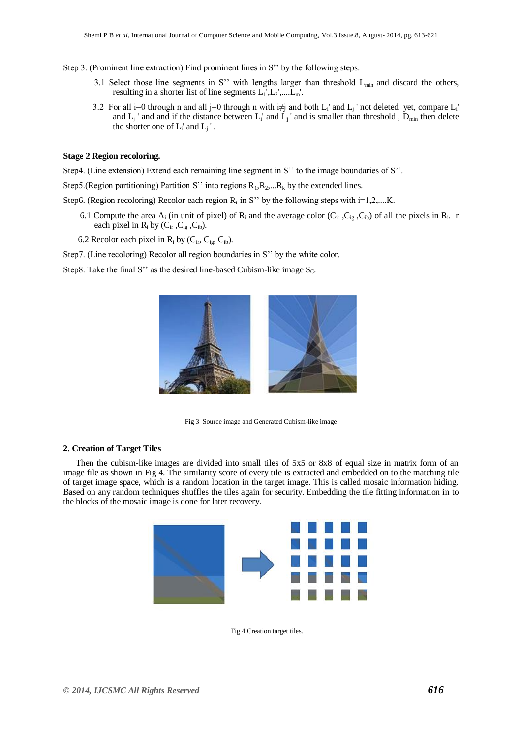Step 3. (Prominent line extraction) Find prominent lines in S'' by the following steps.

3.1 Select those line segments in S'' with lengths larger than threshold $L_{min}$ and discard the others, resulting in a shorter list of line segments $L_1', L_2', \ldots L_m'$.

3.2 For all i=0 through n and all j=0 through n with i≠j and both $L_i'$ and $L_j'$ not deleted yet, compare $L_i'$ and $L_j'$ and and if the distance between $L_i'$ and $L_j'$ and is smaller than threshold , $D_{min}$ then delete the shorter one of $L_i'$ and $L_j'$ .

**Stage 2 Region recoloring.**

Step4. (Line extension) Extend each remaining line segment in S'' to the image boundaries of S''.

Step5.(Region partitioning) Partition S'' into regions $R_1, R_2, \ldots R_k$ by the extended lines.

Step6. (Region recoloring) Recolor each region $R_i$ in S'' by the following steps with i=1,2,....K.

6.1 Compute the area $A_i$ (in unit of pixel) of $R_i$ and the average color ($C_{ir}$ ,$C_{ig}$ ,$C_{ib}$) of all the pixels in $R_i$. r each pixel in $R_i$ by ($C_{ir}$ ,$C_{ig}$ ,$C_{ib}$).

6.2 Recolor each pixel in $R_i$ by ($C_{ir}$, $C_{ig}$, $C_{ib}$).

Step7. (Line recoloring) Recolor all region boundaries in S'' by the white color.

Step8. Take the final S'' as the desired line-based Cubism-like image $S_C$.

Fig 3 Source image and Generated Cubism-like image

**2. Creation of Target Tiles**

Then the cubism-like images are divided into small tiles of 5x5 or 8x8 of equal size in matrix form of an image file as shown in Fig 4. The similarity score of every tile is extracted and embedded on to the matching tile of target image space, which is a random location in the target image. This is called mosaic information hiding. Based on any random techniques shuffles the tiles again for security. Embedding the tile fitting information in to the blocks of the mosaic image is done for later recovery.

Fig 4 Creation target tiles.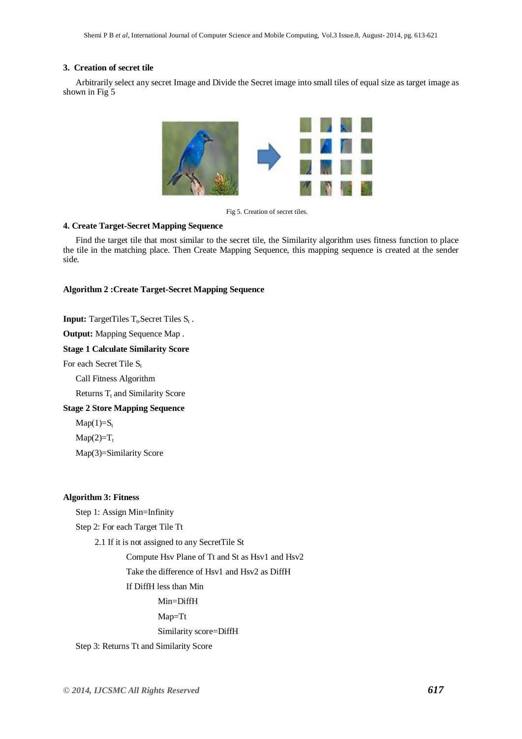### 3. Creation of secret tile

Arbitrarily select any secret Image and Divide the Secret image into small tiles of equal size as target image as shown in Fig 5

Fig 5. Creation of secret tiles.

### 4. Create Target-Secret Mapping Sequence

Find the target tile that most similar to the secret tile, the Similarity algorithm uses fitness function to place the tile in the matching place. Then Create Mapping Sequence, this mapping sequence is created at the sender side.

**Algorithm 2 :Create Target-Secret Mapping Sequence**

**Input:** TargetTiles $T_t$,Secret Tiles $S_t$ .

**Output:** Mapping Sequence Map .

**Stage 1 Calculate Similarity Score**

For each Secret Tile $S_t$

Call Fitness Algorithm

Returns $T_t$ and Similarity Score

**Stage 2 Store Mapping Sequence**

Map(1)=$S_t$

Map(2)=$T_t$

Map(3)=Similarity Score

**Algorithm 3: Fitness**

Step 1: Assign Min=Infinity

Step 2: For each Target Tile Tt

2.1 If it is not assigned to any SecretTile St

Compute Hsv Plane of Tt and St as Hsv1 and Hsv2

Take the difference of Hsv1 and Hsv2 as DiffH

If DiffH less than Min

Min=DiffH

Map=Tt

Similarity score=DiffH

Step 3: Returns Tt and Similarity Score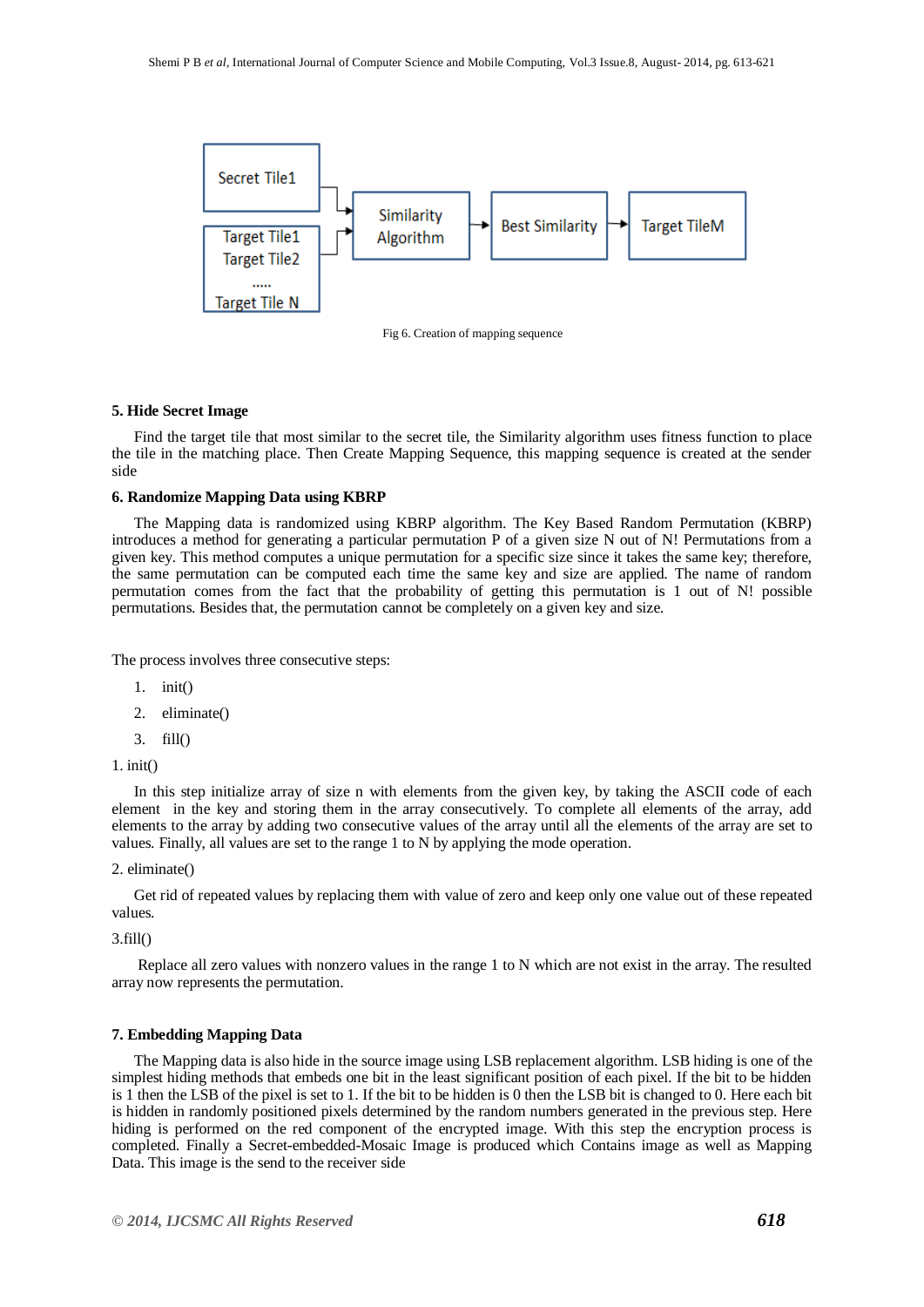Secret Tile1

Target Tile1
Target Tile2
.....
Target Tile N

Similarity Algorithm

Best Similarity

Target TileM

Fig 6. Creation of mapping sequence

## 5. Hide Secret Image

Find the target tile that most similar to the secret tile, the Similarity algorithm uses fitness function to place the tile in the matching place. Then Create Mapping Sequence, this mapping sequence is created at the sender side

## 6. Randomize Mapping Data using KBRP

The Mapping data is randomized using KBRP algorithm. The Key Based Random Permutation (KBRP) introduces a method for generating a particular permutation P of a given size N out of N! Permutations from a given key. This method computes a unique permutation for a specific size since it takes the same key; therefore, the same permutation can be computed each time the same key and size are applied. The name of random permutation comes from the fact that the probability of getting this permutation is 1 out of N! possible permutations. Besides that, the permutation cannot be completely on a given key and size.

The process involves three consecutive steps:

1. init()
2. eliminate()
3. fill()

1. init()

In this step initialize array of size n with elements from the given key, by taking the ASCII code of each element in the key and storing them in the array consecutively. To complete all elements of the array, add elements to the array by adding two consecutive values of the array until all the elements of the array are set to values. Finally, all values are set to the range 1 to N by applying the mode operation.

2. eliminate()

Get rid of repeated values by replacing them with value of zero and keep only one value out of these repeated values.

3.fill()

Replace all zero values with nonzero values in the range 1 to N which are not exist in the array. The resulted array now represents the permutation.

## 7. Embedding Mapping Data

The Mapping data is also hide in the source image using LSB replacement algorithm. LSB hiding is one of the simplest hiding methods that embeds one bit in the least significant position of each pixel. If the bit to be hidden is 1 then the LSB of the pixel is set to 1. If the bit to be hidden is 0 then the LSB bit is changed to 0. Here each bit is hidden in randomly positioned pixels determined by the random numbers generated in the previous step. Here hiding is performed on the red component of the encrypted image. With this step the encryption process is completed. Finally a Secret-embedded-Mosaic Image is produced which Contains image as well as Mapping Data. This image is the send to the receiver side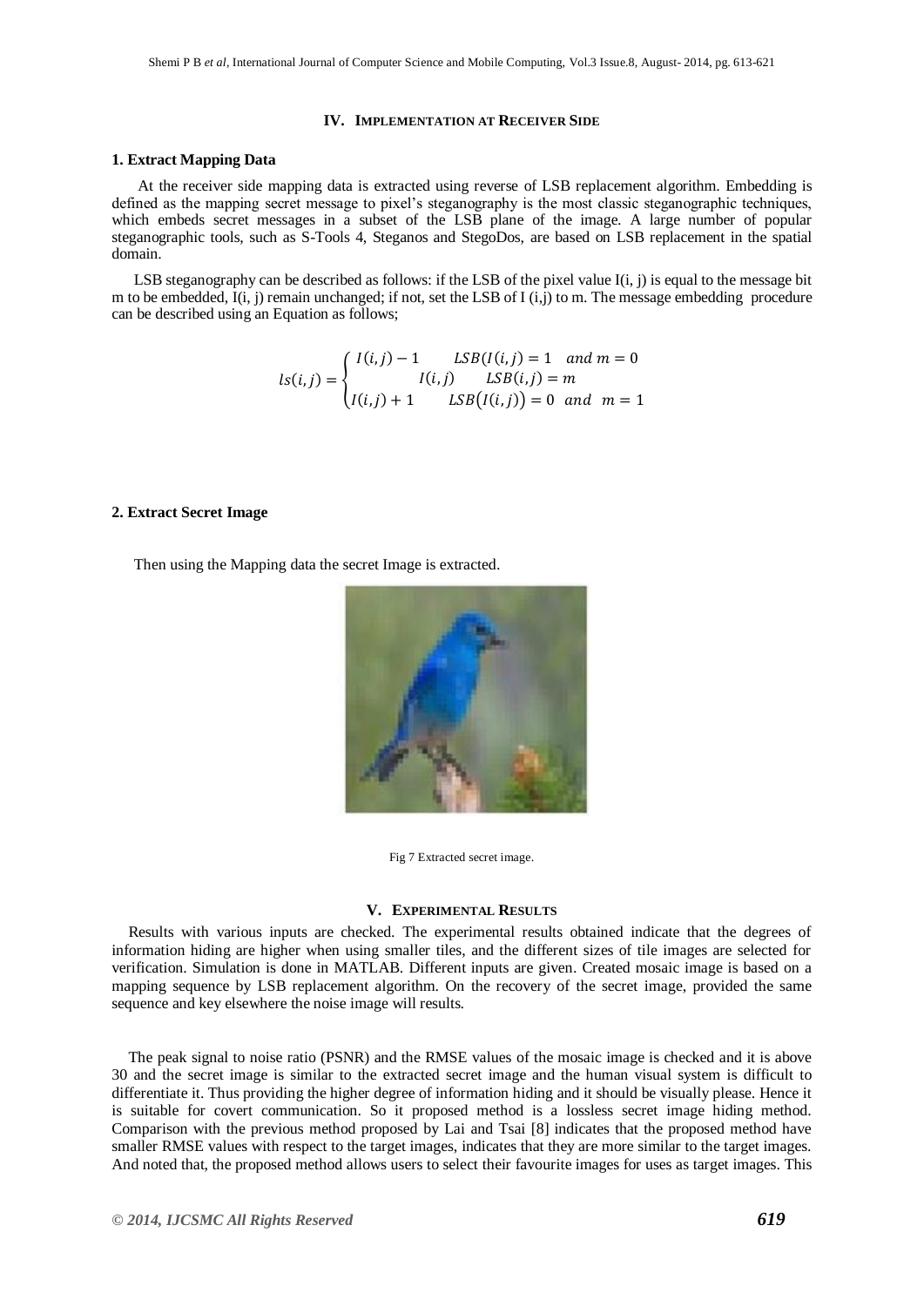## IV. Implementation at Receiver Side

### 1. Extract Mapping Data

At the receiver side mapping data is extracted using reverse of LSB replacement algorithm. Embedding is defined as the mapping secret message to pixel's steganography is the most classic steganographic techniques, which embeds secret messages in a subset of the LSB plane of the image. A large number of popular steganographic tools, such as S-Tools 4, Steganos and StegoDos, are based on LSB replacement in the spatial domain.

LSB steganography can be described as follows: if the LSB of the pixel value I(i, j) is equal to the message bit m to be embedded, I(i, j) remain unchanged; if not, set the LSB of I (i,j) to m. The message embedding procedure can be described using an Equation as follows;

$$ls(i,j) = \begin{cases} I(i,j) - 1 & LSB(I(i,j) = 1 \quad and\ m = 0 \\ I(i,j) & LSB(i,j) = m \\ I(i,j) + 1 & LSB\big(I(i,j)\big) = 0 \quad and \quad m = 1 \end{cases}$$

### 2. Extract Secret Image

Then using the Mapping data the secret Image is extracted.

Fig 7 Extracted secret image.

## V. Experimental Results

Results with various inputs are checked. The experimental results obtained indicate that the degrees of information hiding are higher when using smaller tiles, and the different sizes of tile images are selected for verification. Simulation is done in MATLAB. Different inputs are given. Created mosaic image is based on a mapping sequence by LSB replacement algorithm. On the recovery of the secret image, provided the same sequence and key elsewhere the noise image will results.

The peak signal to noise ratio (PSNR) and the RMSE values of the mosaic image is checked and it is above 30 and the secret image is similar to the extracted secret image and the human visual system is difficult to differentiate it. Thus providing the higher degree of information hiding and it should be visually please. Hence it is suitable for covert communication. So it proposed method is a lossless secret image hiding method. Comparison with the previous method proposed by Lai and Tsai [8] indicates that the proposed method have smaller RMSE values with respect to the target images, indicates that they are more similar to the target images. And noted that, the proposed method allows users to select their favourite images for uses as target images. This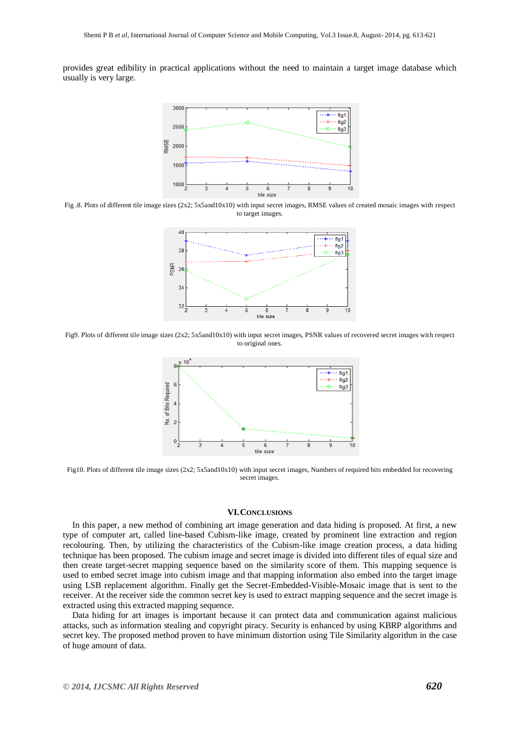provides great edibility in practical applications without the need to maintain a target image database which usually is very large.

3000
2500
2000
1500
1000
RMSE
2 3 4 5 6 7 8 9 10
tile size
fig1
fig2
fig3

Fig .8. Plots of different tile image sizes (2x2; 5x5and10x10) with input secret images, RMSE values of created mosaic images with respect to target images.

40
38
36
34
32
PSNR
2 3 4 5 6 7 8 9 10
tile size
fig1
fig2
fig3

Fig9. Plots of different tile image sizes (2x2; 5x5and10x10) with input secret images, PSNR values of recovered secret images with respect to original ones.

x 10^4
8
6
4
2
0
No. of Bits Required
2 3 4 5 6 7 8 9 10
tile size
fig1
fig2
fig3

Fig10. Plots of different tile image sizes (2x2; 5x5and10x10) with input secret images, Numbers of required bits embedded for recovering secret images.

## VI. CONCLUSIONS

In this paper, a new method of combining art image generation and data hiding is proposed. At first, a new type of computer art, called line-based Cubism-like image, created by prominent line extraction and region recolouring. Then, by utilizing the characteristics of the Cubism-like image creation process, a data hiding technique has been proposed. The cubism image and secret image is divided into different tiles of equal size and then create target-secret mapping sequence based on the similarity score of them. This mapping sequence is used to embed secret image into cubism image and that mapping information also embed into the target image using LSB replacement algorithm. Finally get the Secret-Embedded-Visible-Mosaic image that is sent to the receiver. At the receiver side the common secret key is used to extract mapping sequence and the secret image is extracted using this extracted mapping sequence.

Data hiding for art images is important because it can protect data and communication against malicious attacks, such as information stealing and copyright piracy. Security is enhanced by using KBRP algorithms and secret key. The proposed method proven to have minimum distortion using Tile Similarity algorithm in the case of huge amount of data.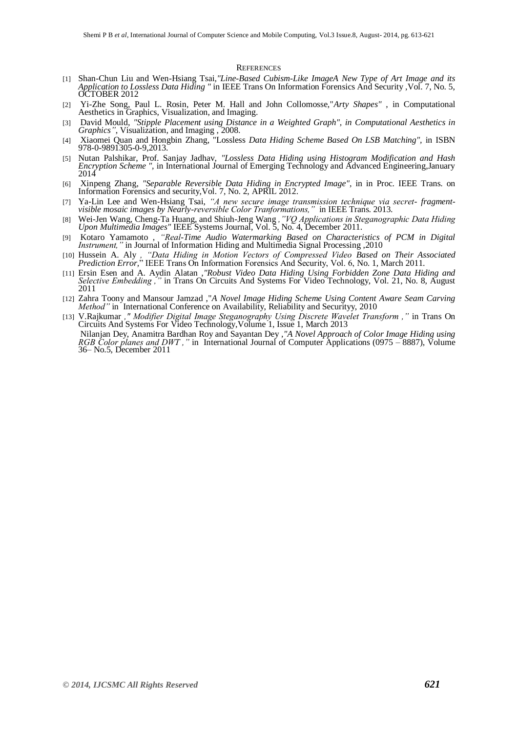## REFERENCES

[1] Shan-Chun Liu and Wen-Hsiang Tsai,*"Line-Based Cubism-Like ImageA New Type of Art Image and its Application to Lossless Data Hiding "* in IEEE Trans On Information Forensics And Security ,Vol. 7, No. 5, OCTOBER 2012

[2] Yi-Zhe Song, Paul L. Rosin, Peter M. Hall and John Collomosse,"*Arty Shapes"* , in Computational Aesthetics in Graphics, Visualization, and Imaging.

[3] David Mould, *"Stipple Placement using Distance in a Weighted Graph", in Computational Aesthetics in Graphics"*, Visualization, and Imaging , 2008.

[4] Xiaomei Quan and Hongbin Zhang, "Lossless *Data Hiding Scheme Based On LSB Matching",* in ISBN 978-0-9891305-0-9,2013.

[5] Nutan Palshikar, Prof. Sanjay Jadhav, *"Lossless Data Hiding using Histogram Modification and Hash Encryption Scheme ",* in International Journal of Emerging Technology and Advanced Engineering,January 2014

[6] Xinpeng Zhang, *"Separable Reversible Data Hiding in Encrypted Image",* in in Proc. IEEE Trans. on Information Forensics and security,Vol. 7, No. 2, APRIL 2012.

[7] Ya-Lin Lee and Wen-Hsiang Tsai, *"A new secure image transmission technique via secret- fragment-visible mosaic images by Nearly-reversible Color Tranformations,"* in IEEE Trans. 2013.

[8] Wei-Jen Wang, Cheng-Ta Huang, and Shiuh-Jeng Wang *,"VQ Applications in Steganographic Data Hiding Upon Multimedia Images"* IEEE Systems Journal, Vol. 5, No. 4, December 2011.

[9] Kotaro Yamamoto , *"Real-Time Audio Watermarking Based on Characteristics of PCM in Digital Instrument,"* in Journal of Information Hiding and Multimedia Signal Processing ,2010

[10] Hussein A. Aly *, "Data Hiding in Motion Vectors of Compressed Video Based on Their Associated Prediction Error,*" IEEE Trans On Information Forensics And Security, Vol. 6, No. 1, March 2011.

[11] Ersin Esen and A. Aydin Alatan *,"Robust Video Data Hiding Using Forbidden Zone Data Hiding and Selective Embedding ,"* in Trans On Circuits And Systems For Video Technology, Vol. 21, No. 8, August 2011

[12] Zahra Toony and Mansour Jamzad ,"*A Novel Image Hiding Scheme Using Content Aware Seam Carving Method"* in International Conference on Availability, Reliability and Securityy, 2010

[13] V.Rajkumar *," Modifier Digital Image Steganography Using Discrete Wavelet Transform ,"* in Trans On Circuits And Systems For Video Technology,Volume 1, Issue 1, March 2013

Nilanjan Dey, Anamitra Bardhan Roy and Sayantan Dey *,"A Novel Approach of Color Image Hiding using RGB Color planes and DWT ,"* in International Journal of Computer Applications (0975 – 8887), Volume 36– No.5, December 2011